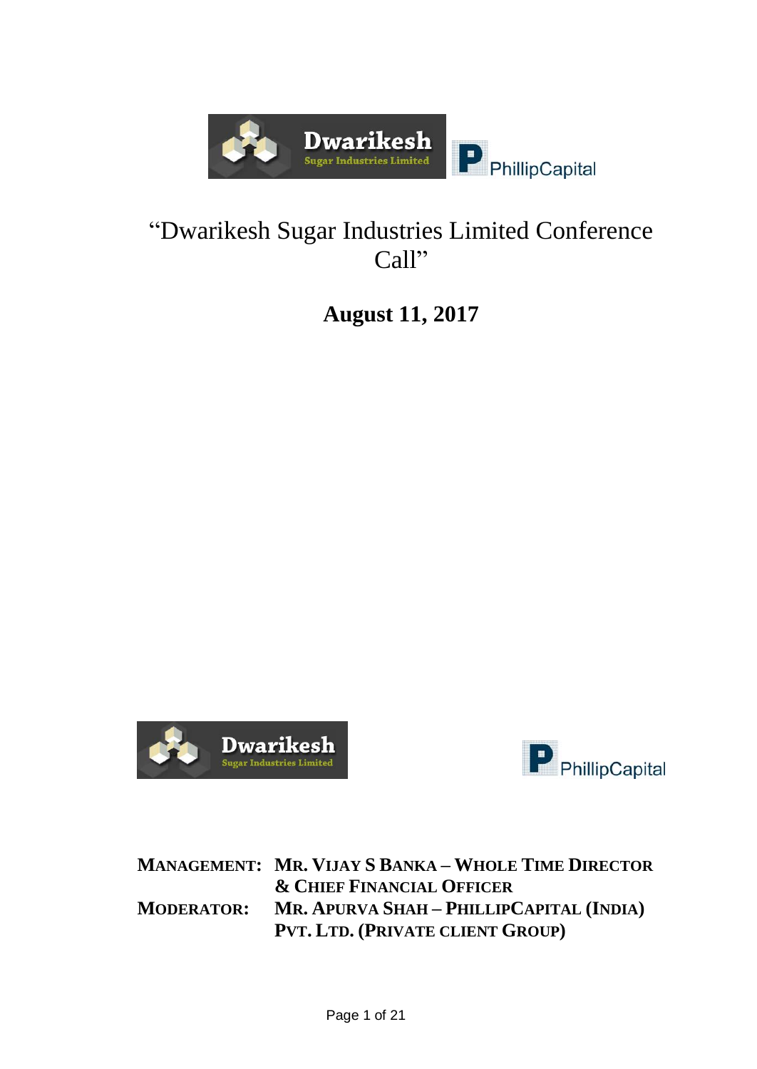# "Dwarikesh Sugar Industries Limited Conference Call"

**August 11, 2017**

**MANAGEMENT:** **MR. VIJAY S BANKA – WHOLE TIME DIRECTOR & CHIEF FINANCIAL OFFICER**

**MODERATOR:** **MR. APURVA SHAH – PHILLIPCAPITAL (INDIA) PVT. LTD. (PRIVATE CLIENT GROUP)**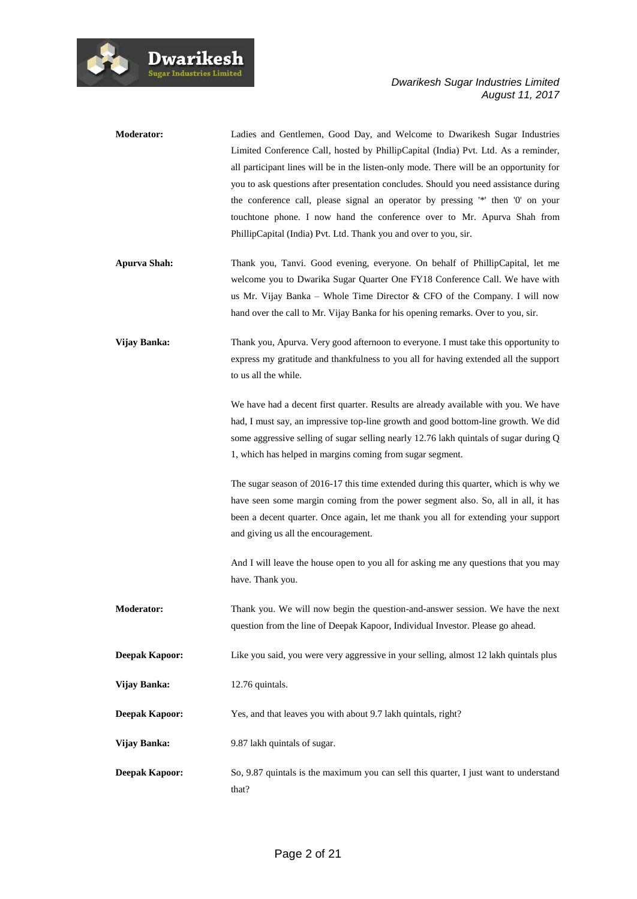**Moderator:** Ladies and Gentlemen, Good Day, and Welcome to Dwarikesh Sugar Industries Limited Conference Call, hosted by PhillipCapital (India) Pvt. Ltd. As a reminder, all participant lines will be in the listen-only mode. There will be an opportunity for you to ask questions after presentation concludes. Should you need assistance during the conference call, please signal an operator by pressing '*' then '0' on your touchtone phone. I now hand the conference over to Mr. Apurva Shah from PhillipCapital (India) Pvt. Ltd. Thank you and over to you, sir.

**Apurva Shah:** Thank you, Tanvi. Good evening, everyone. On behalf of PhillipCapital, let me welcome you to Dwarika Sugar Quarter One FY18 Conference Call. We have with us Mr. Vijay Banka – Whole Time Director & CFO of the Company. I will now hand over the call to Mr. Vijay Banka for his opening remarks. Over to you, sir.

**Vijay Banka:** Thank you, Apurva. Very good afternoon to everyone. I must take this opportunity to express my gratitude and thankfulness to you all for having extended all the support to us all the while.

We have had a decent first quarter. Results are already available with you. We have had, I must say, an impressive top-line growth and good bottom-line growth. We did some aggressive selling of sugar selling nearly 12.76 lakh quintals of sugar during Q 1, which has helped in margins coming from sugar segment.

The sugar season of 2016-17 this time extended during this quarter, which is why we have seen some margin coming from the power segment also. So, all in all, it has been a decent quarter. Once again, let me thank you all for extending your support and giving us all the encouragement.

And I will leave the house open to you all for asking me any questions that you may have. Thank you.

**Moderator:** Thank you. We will now begin the question-and-answer session. We have the next question from the line of Deepak Kapoor, Individual Investor. Please go ahead.

**Deepak Kapoor:** Like you said, you were very aggressive in your selling, almost 12 lakh quintals plus

**Vijay Banka:** 12.76 quintals.

**Deepak Kapoor:** Yes, and that leaves you with about 9.7 lakh quintals, right?

**Vijay Banka:** 9.87 lakh quintals of sugar.

**Deepak Kapoor:** So, 9.87 quintals is the maximum you can sell this quarter, I just want to understand that?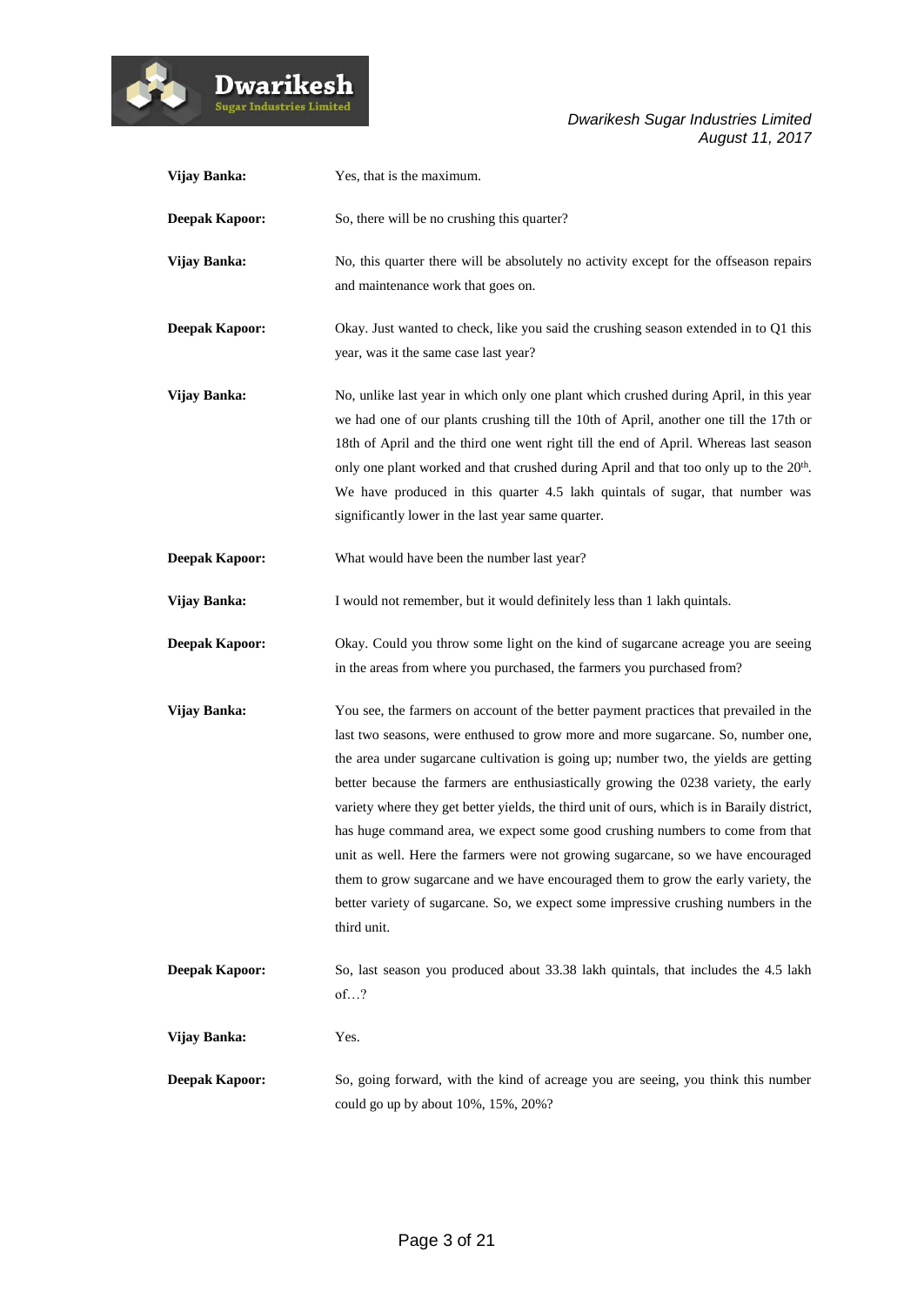**Vijay Banka:** Yes, that is the maximum.

**Deepak Kapoor:** So, there will be no crushing this quarter?

**Vijay Banka:** No, this quarter there will be absolutely no activity except for the offseason repairs and maintenance work that goes on.

**Deepak Kapoor:** Okay. Just wanted to check, like you said the crushing season extended in to Q1 this year, was it the same case last year?

**Vijay Banka:** No, unlike last year in which only one plant which crushed during April, in this year we had one of our plants crushing till the 10th of April, another one till the 17th or 18th of April and the third one went right till the end of April. Whereas last season only one plant worked and that crushed during April and that too only up to the 20th. We have produced in this quarter 4.5 lakh quintals of sugar, that number was significantly lower in the last year same quarter.

**Deepak Kapoor:** What would have been the number last year?

**Vijay Banka:** I would not remember, but it would definitely less than 1 lakh quintals.

**Deepak Kapoor:** Okay. Could you throw some light on the kind of sugarcane acreage you are seeing in the areas from where you purchased, the farmers you purchased from?

**Vijay Banka:** You see, the farmers on account of the better payment practices that prevailed in the last two seasons, were enthused to grow more and more sugarcane. So, number one, the area under sugarcane cultivation is going up; number two, the yields are getting better because the farmers are enthusiastically growing the 0238 variety, the early variety where they get better yields, the third unit of ours, which is in Baraily district, has huge command area, we expect some good crushing numbers to come from that unit as well. Here the farmers were not growing sugarcane, so we have encouraged them to grow sugarcane and we have encouraged them to grow the early variety, the better variety of sugarcane. So, we expect some impressive crushing numbers in the third unit.

**Deepak Kapoor:** So, last season you produced about 33.38 lakh quintals, that includes the 4.5 lakh of…?

**Vijay Banka:** Yes.

**Deepak Kapoor:** So, going forward, with the kind of acreage you are seeing, you think this number could go up by about 10%, 15%, 20%?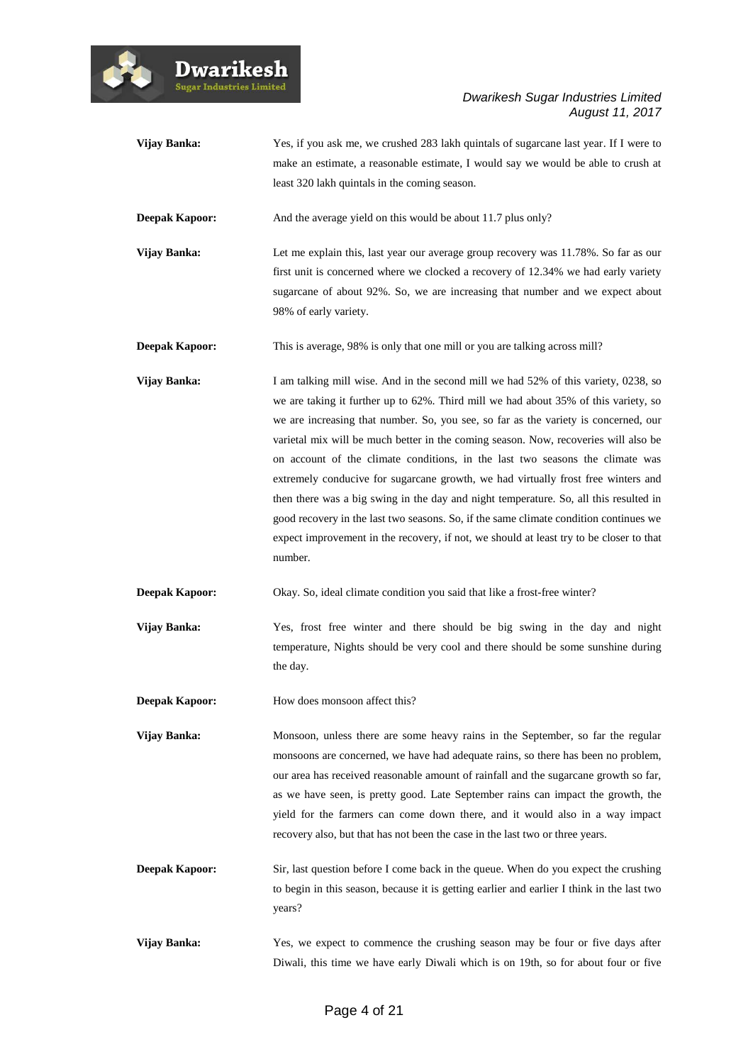**Vijay Banka:** Yes, if you ask me, we crushed 283 lakh quintals of sugarcane last year. If I were to make an estimate, a reasonable estimate, I would say we would be able to crush at least 320 lakh quintals in the coming season.

**Deepak Kapoor:** And the average yield on this would be about 11.7 plus only?

**Vijay Banka:** Let me explain this, last year our average group recovery was 11.78%. So far as our first unit is concerned where we clocked a recovery of 12.34% we had early variety sugarcane of about 92%. So, we are increasing that number and we expect about 98% of early variety.

**Deepak Kapoor:** This is average, 98% is only that one mill or you are talking across mill?

**Vijay Banka:** I am talking mill wise. And in the second mill we had 52% of this variety, 0238, so we are taking it further up to 62%. Third mill we had about 35% of this variety, so we are increasing that number. So, you see, so far as the variety is concerned, our varietal mix will be much better in the coming season. Now, recoveries will also be on account of the climate conditions, in the last two seasons the climate was extremely conducive for sugarcane growth, we had virtually frost free winters and then there was a big swing in the day and night temperature. So, all this resulted in good recovery in the last two seasons. So, if the same climate condition continues we expect improvement in the recovery, if not, we should at least try to be closer to that number.

**Deepak Kapoor:** Okay. So, ideal climate condition you said that like a frost-free winter?

**Vijay Banka:** Yes, frost free winter and there should be big swing in the day and night temperature, Nights should be very cool and there should be some sunshine during the day.

**Deepak Kapoor:** How does monsoon affect this?

**Vijay Banka:** Monsoon, unless there are some heavy rains in the September, so far the regular monsoons are concerned, we have had adequate rains, so there has been no problem, our area has received reasonable amount of rainfall and the sugarcane growth so far, as we have seen, is pretty good. Late September rains can impact the growth, the yield for the farmers can come down there, and it would also in a way impact recovery also, but that has not been the case in the last two or three years.

**Deepak Kapoor:** Sir, last question before I come back in the queue. When do you expect the crushing to begin in this season, because it is getting earlier and earlier I think in the last two years?

**Vijay Banka:** Yes, we expect to commence the crushing season may be four or five days after Diwali, this time we have early Diwali which is on 19th, so for about four or five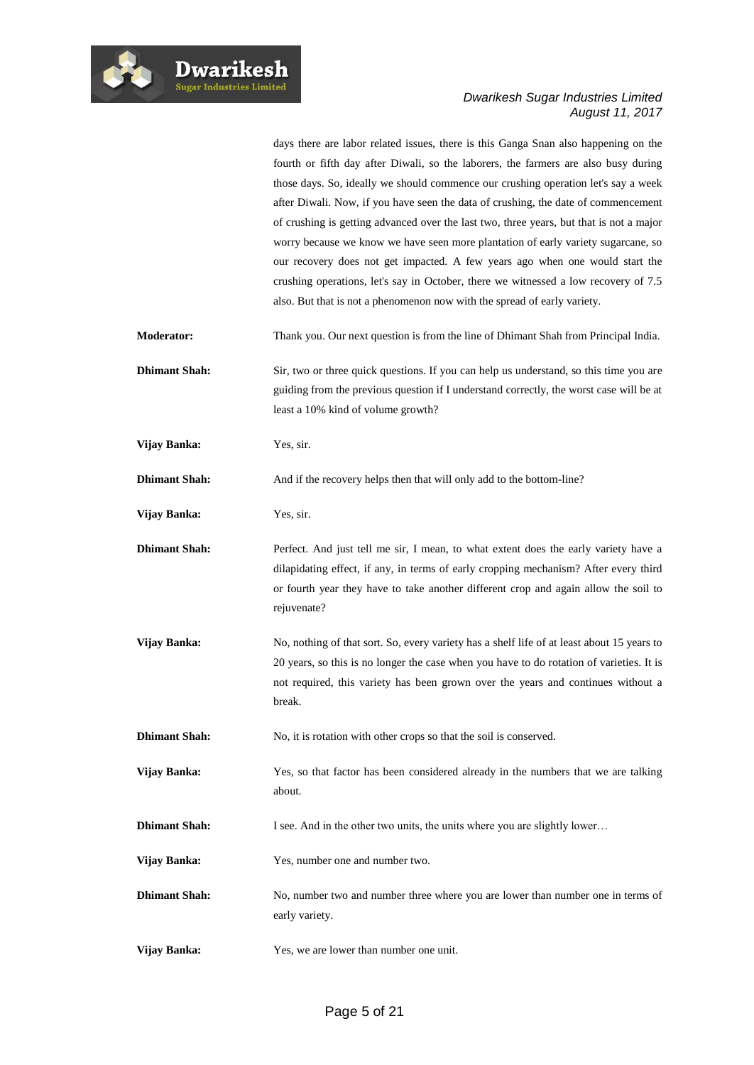days there are labor related issues, there is this Ganga Snan also happening on the fourth or fifth day after Diwali, so the laborers, the farmers are also busy during those days. So, ideally we should commence our crushing operation let's say a week after Diwali. Now, if you have seen the data of crushing, the date of commencement of crushing is getting advanced over the last two, three years, but that is not a major worry because we know we have seen more plantation of early variety sugarcane, so our recovery does not get impacted. A few years ago when one would start the crushing operations, let's say in October, there we witnessed a low recovery of 7.5 also. But that is not a phenomenon now with the spread of early variety.

**Moderator:** Thank you. Our next question is from the line of Dhimant Shah from Principal India.

**Dhimant Shah:** Sir, two or three quick questions. If you can help us understand, so this time you are guiding from the previous question if I understand correctly, the worst case will be at least a 10% kind of volume growth?

**Vijay Banka:** Yes, sir.

**Dhimant Shah:** And if the recovery helps then that will only add to the bottom-line?

**Vijay Banka:** Yes, sir.

**Dhimant Shah:** Perfect. And just tell me sir, I mean, to what extent does the early variety have a dilapidating effect, if any, in terms of early cropping mechanism? After every third or fourth year they have to take another different crop and again allow the soil to rejuvenate?

**Vijay Banka:** No, nothing of that sort. So, every variety has a shelf life of at least about 15 years to 20 years, so this is no longer the case when you have to do rotation of varieties. It is not required, this variety has been grown over the years and continues without a break.

**Dhimant Shah:** No, it is rotation with other crops so that the soil is conserved.

**Vijay Banka:** Yes, so that factor has been considered already in the numbers that we are talking about.

**Dhimant Shah:** I see. And in the other two units, the units where you are slightly lower…

**Vijay Banka:** Yes, number one and number two.

**Dhimant Shah:** No, number two and number three where you are lower than number one in terms of early variety.

**Vijay Banka:** Yes, we are lower than number one unit.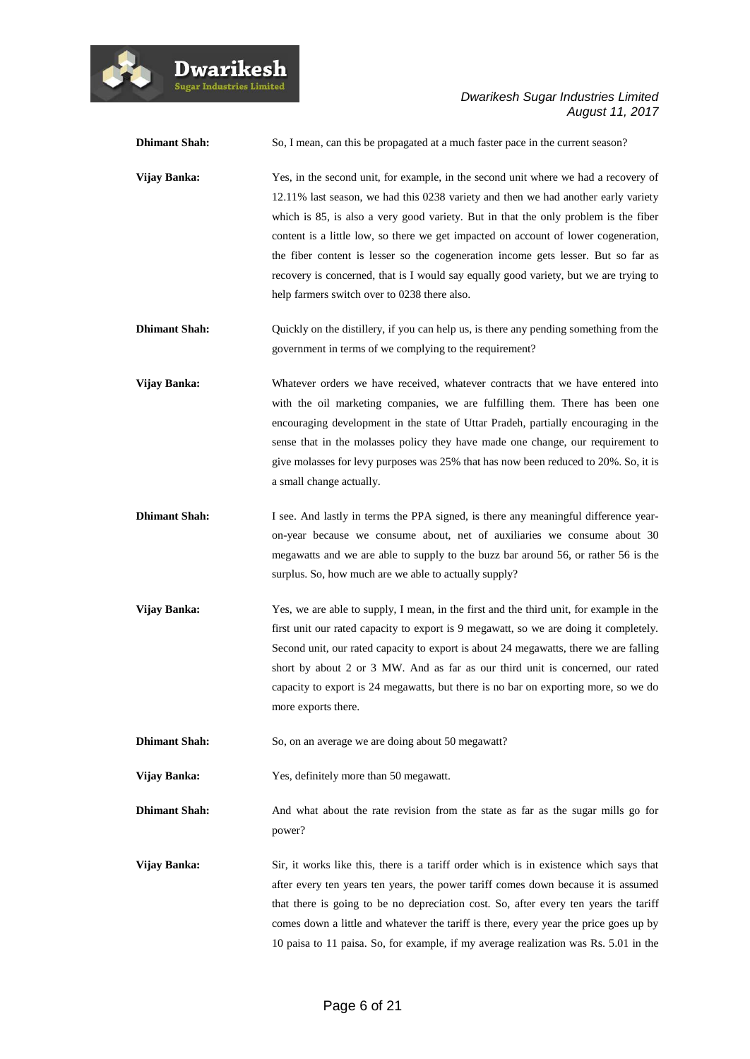**Dhimant Shah:** So, I mean, can this be propagated at a much faster pace in the current season?

**Vijay Banka:** Yes, in the second unit, for example, in the second unit where we had a recovery of 12.11% last season, we had this 0238 variety and then we had another early variety which is 85, is also a very good variety. But in that the only problem is the fiber content is a little low, so there we get impacted on account of lower cogeneration, the fiber content is lesser so the cogeneration income gets lesser. But so far as recovery is concerned, that is I would say equally good variety, but we are trying to help farmers switch over to 0238 there also.

**Dhimant Shah:** Quickly on the distillery, if you can help us, is there any pending something from the government in terms of we complying to the requirement?

**Vijay Banka:** Whatever orders we have received, whatever contracts that we have entered into with the oil marketing companies, we are fulfilling them. There has been one encouraging development in the state of Uttar Pradeh, partially encouraging in the sense that in the molasses policy they have made one change, our requirement to give molasses for levy purposes was 25% that has now been reduced to 20%. So, it is a small change actually.

**Dhimant Shah:** I see. And lastly in terms the PPA signed, is there any meaningful difference year-on-year because we consume about, net of auxiliaries we consume about 30 megawatts and we are able to supply to the buzz bar around 56, or rather 56 is the surplus. So, how much are we able to actually supply?

**Vijay Banka:** Yes, we are able to supply, I mean, in the first and the third unit, for example in the first unit our rated capacity to export is 9 megawatt, so we are doing it completely. Second unit, our rated capacity to export is about 24 megawatts, there we are falling short by about 2 or 3 MW. And as far as our third unit is concerned, our rated capacity to export is 24 megawatts, but there is no bar on exporting more, so we do more exports there.

**Dhimant Shah:** So, on an average we are doing about 50 megawatt?

**Vijay Banka:** Yes, definitely more than 50 megawatt.

**Dhimant Shah:** And what about the rate revision from the state as far as the sugar mills go for power?

**Vijay Banka:** Sir, it works like this, there is a tariff order which is in existence which says that after every ten years ten years, the power tariff comes down because it is assumed that there is going to be no depreciation cost. So, after every ten years the tariff comes down a little and whatever the tariff is there, every year the price goes up by 10 paisa to 11 paisa. So, for example, if my average realization was Rs. 5.01 in the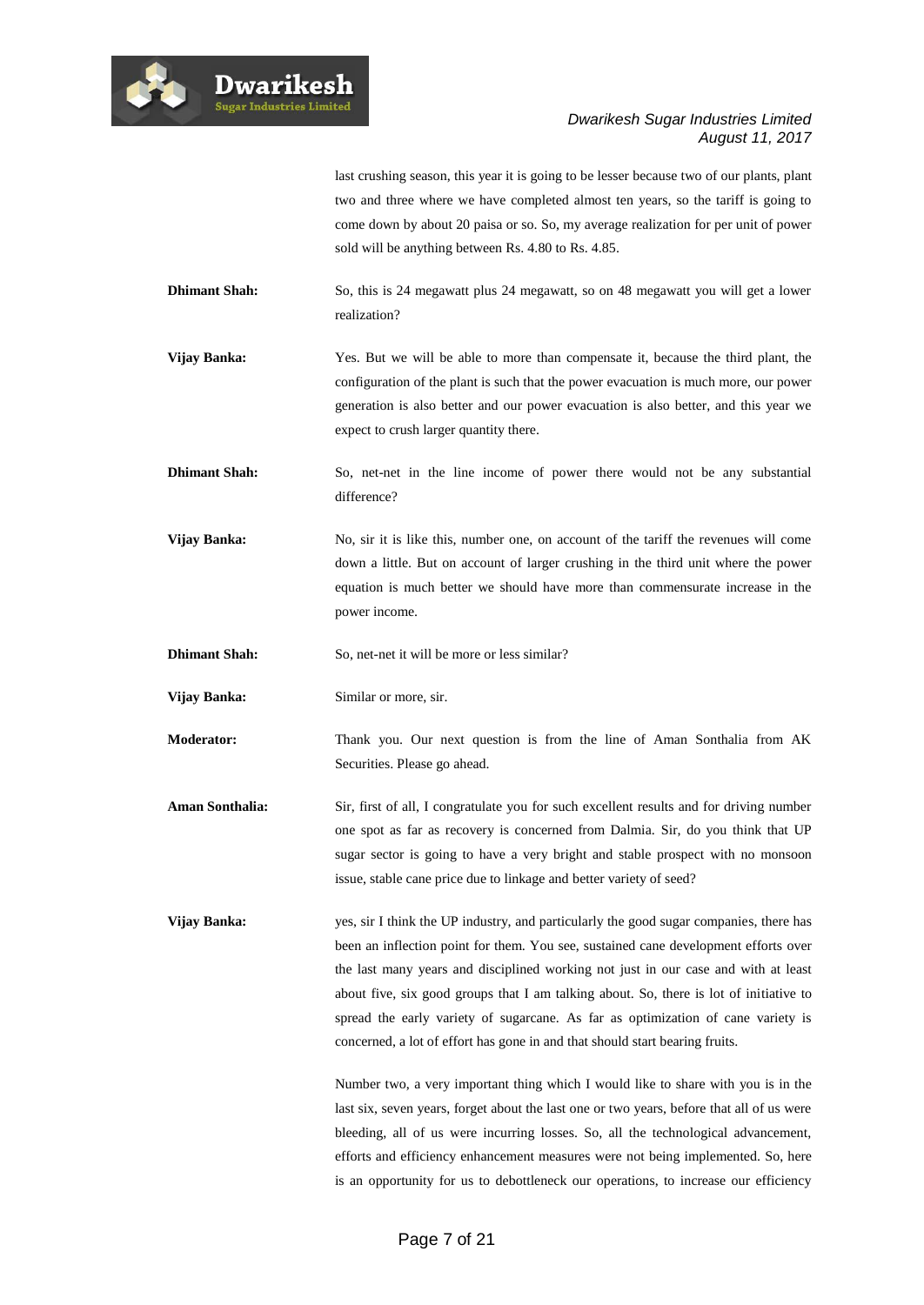last crushing season, this year it is going to be lesser because two of our plants, plant two and three where we have completed almost ten years, so the tariff is going to come down by about 20 paisa or so. So, my average realization for per unit of power sold will be anything between Rs. 4.80 to Rs. 4.85.

**Dhimant Shah:** So, this is 24 megawatt plus 24 megawatt, so on 48 megawatt you will get a lower realization?

**Vijay Banka:** Yes. But we will be able to more than compensate it, because the third plant, the configuration of the plant is such that the power evacuation is much more, our power generation is also better and our power evacuation is also better, and this year we expect to crush larger quantity there.

**Dhimant Shah:** So, net-net in the line income of power there would not be any substantial difference?

**Vijay Banka:** No, sir it is like this, number one, on account of the tariff the revenues will come down a little. But on account of larger crushing in the third unit where the power equation is much better we should have more than commensurate increase in the power income.

**Dhimant Shah:** So, net-net it will be more or less similar?

**Vijay Banka:** Similar or more, sir.

**Moderator:** Thank you. Our next question is from the line of Aman Sonthalia from AK Securities. Please go ahead.

**Aman Sonthalia:** Sir, first of all, I congratulate you for such excellent results and for driving number one spot as far as recovery is concerned from Dalmia. Sir, do you think that UP sugar sector is going to have a very bright and stable prospect with no monsoon issue, stable cane price due to linkage and better variety of seed?

**Vijay Banka:** yes, sir I think the UP industry, and particularly the good sugar companies, there has been an inflection point for them. You see, sustained cane development efforts over the last many years and disciplined working not just in our case and with at least about five, six good groups that I am talking about. So, there is lot of initiative to spread the early variety of sugarcane. As far as optimization of cane variety is concerned, a lot of effort has gone in and that should start bearing fruits.

Number two, a very important thing which I would like to share with you is in the last six, seven years, forget about the last one or two years, before that all of us were bleeding, all of us were incurring losses. So, all the technological advancement, efforts and efficiency enhancement measures were not being implemented. So, here is an opportunity for us to debottleneck our operations, to increase our efficiency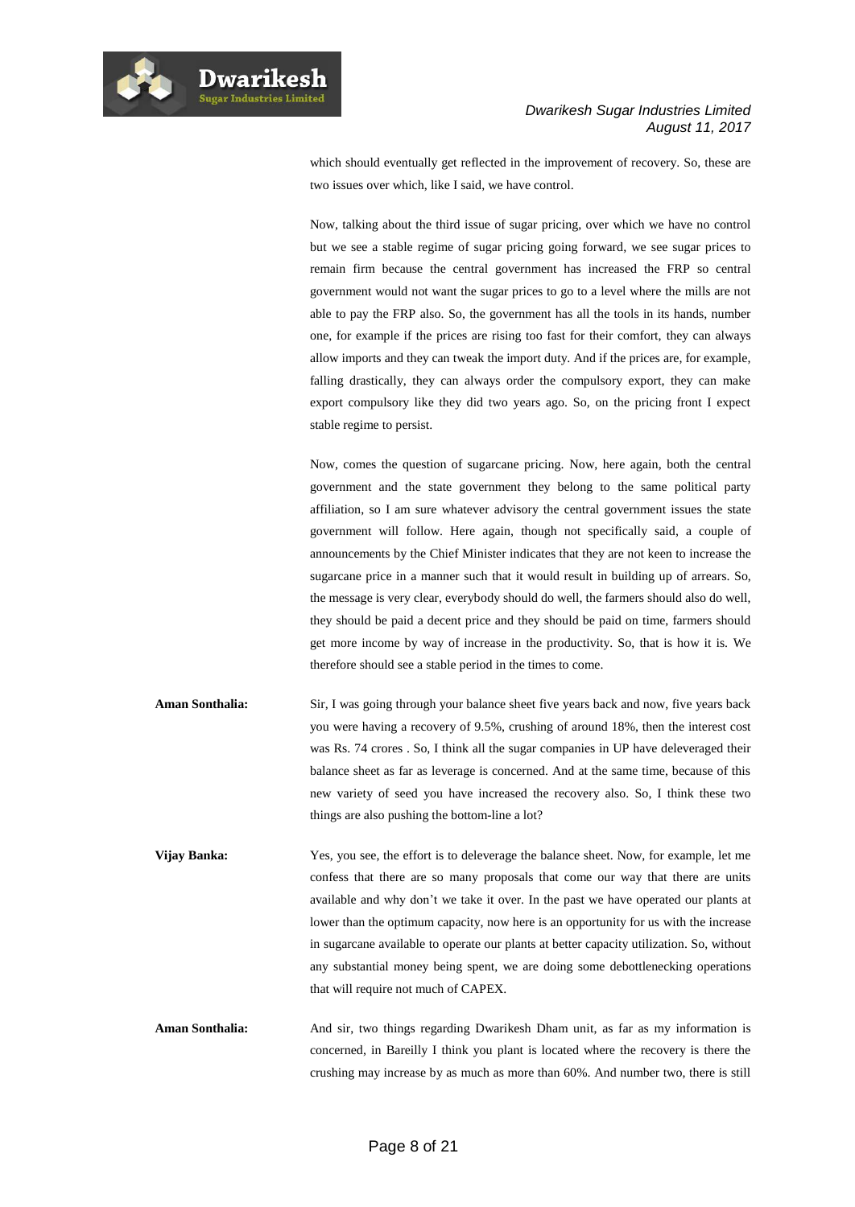which should eventually get reflected in the improvement of recovery. So, these are two issues over which, like I said, we have control.

Now, talking about the third issue of sugar pricing, over which we have no control but we see a stable regime of sugar pricing going forward, we see sugar prices to remain firm because the central government has increased the FRP so central government would not want the sugar prices to go to a level where the mills are not able to pay the FRP also. So, the government has all the tools in its hands, number one, for example if the prices are rising too fast for their comfort, they can always allow imports and they can tweak the import duty. And if the prices are, for example, falling drastically, they can always order the compulsory export, they can make export compulsory like they did two years ago. So, on the pricing front I expect stable regime to persist.

Now, comes the question of sugarcane pricing. Now, here again, both the central government and the state government they belong to the same political party affiliation, so I am sure whatever advisory the central government issues the state government will follow. Here again, though not specifically said, a couple of announcements by the Chief Minister indicates that they are not keen to increase the sugarcane price in a manner such that it would result in building up of arrears. So, the message is very clear, everybody should do well, the farmers should also do well, they should be paid a decent price and they should be paid on time, farmers should get more income by way of increase in the productivity. So, that is how it is. We therefore should see a stable period in the times to come.

**Aman Sonthalia:** Sir, I was going through your balance sheet five years back and now, five years back you were having a recovery of 9.5%, crushing of around 18%, then the interest cost was Rs. 74 crores . So, I think all the sugar companies in UP have deleveraged their balance sheet as far as leverage is concerned. And at the same time, because of this new variety of seed you have increased the recovery also. So, I think these two things are also pushing the bottom-line a lot?

**Vijay Banka:** Yes, you see, the effort is to deleverage the balance sheet. Now, for example, let me confess that there are so many proposals that come our way that there are units available and why don't we take it over. In the past we have operated our plants at lower than the optimum capacity, now here is an opportunity for us with the increase in sugarcane available to operate our plants at better capacity utilization. So, without any substantial money being spent, we are doing some debottlenecking operations that will require not much of CAPEX.

**Aman Sonthalia:** And sir, two things regarding Dwarikesh Dham unit, as far as my information is concerned, in Bareilly I think you plant is located where the recovery is there the crushing may increase by as much as more than 60%. And number two, there is still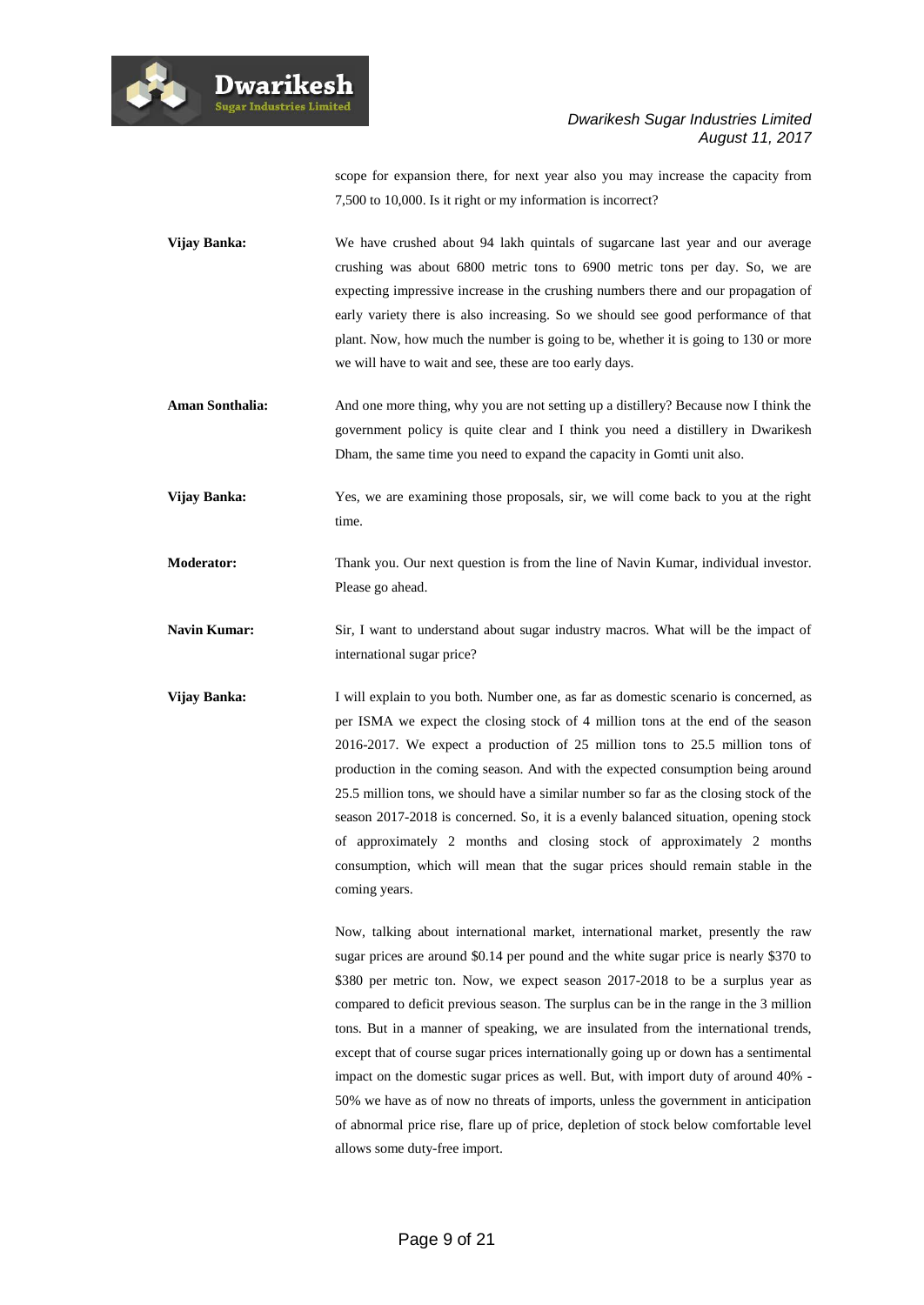scope for expansion there, for next year also you may increase the capacity from 7,500 to 10,000. Is it right or my information is incorrect?

**Vijay Banka:** We have crushed about 94 lakh quintals of sugarcane last year and our average crushing was about 6800 metric tons to 6900 metric tons per day. So, we are expecting impressive increase in the crushing numbers there and our propagation of early variety there is also increasing. So we should see good performance of that plant. Now, how much the number is going to be, whether it is going to 130 or more we will have to wait and see, these are too early days.

**Aman Sonthalia:** And one more thing, why you are not setting up a distillery? Because now I think the government policy is quite clear and I think you need a distillery in Dwarikesh Dham, the same time you need to expand the capacity in Gomti unit also.

**Vijay Banka:** Yes, we are examining those proposals, sir, we will come back to you at the right time.

**Moderator:** Thank you. Our next question is from the line of Navin Kumar, individual investor. Please go ahead.

**Navin Kumar:** Sir, I want to understand about sugar industry macros. What will be the impact of international sugar price?

**Vijay Banka:** I will explain to you both. Number one, as far as domestic scenario is concerned, as per ISMA we expect the closing stock of 4 million tons at the end of the season 2016-2017. We expect a production of 25 million tons to 25.5 million tons of production in the coming season. And with the expected consumption being around 25.5 million tons, we should have a similar number so far as the closing stock of the season 2017-2018 is concerned. So, it is a evenly balanced situation, opening stock of approximately 2 months and closing stock of approximately 2 months consumption, which will mean that the sugar prices should remain stable in the coming years.

Now, talking about international market, international market, presently the raw sugar prices are around $0.14 per pound and the white sugar price is nearly $370 to $380 per metric ton. Now, we expect season 2017-2018 to be a surplus year as compared to deficit previous season. The surplus can be in the range in the 3 million tons. But in a manner of speaking, we are insulated from the international trends, except that of course sugar prices internationally going up or down has a sentimental impact on the domestic sugar prices as well. But, with import duty of around 40% - 50% we have as of now no threats of imports, unless the government in anticipation of abnormal price rise, flare up of price, depletion of stock below comfortable level allows some duty-free import.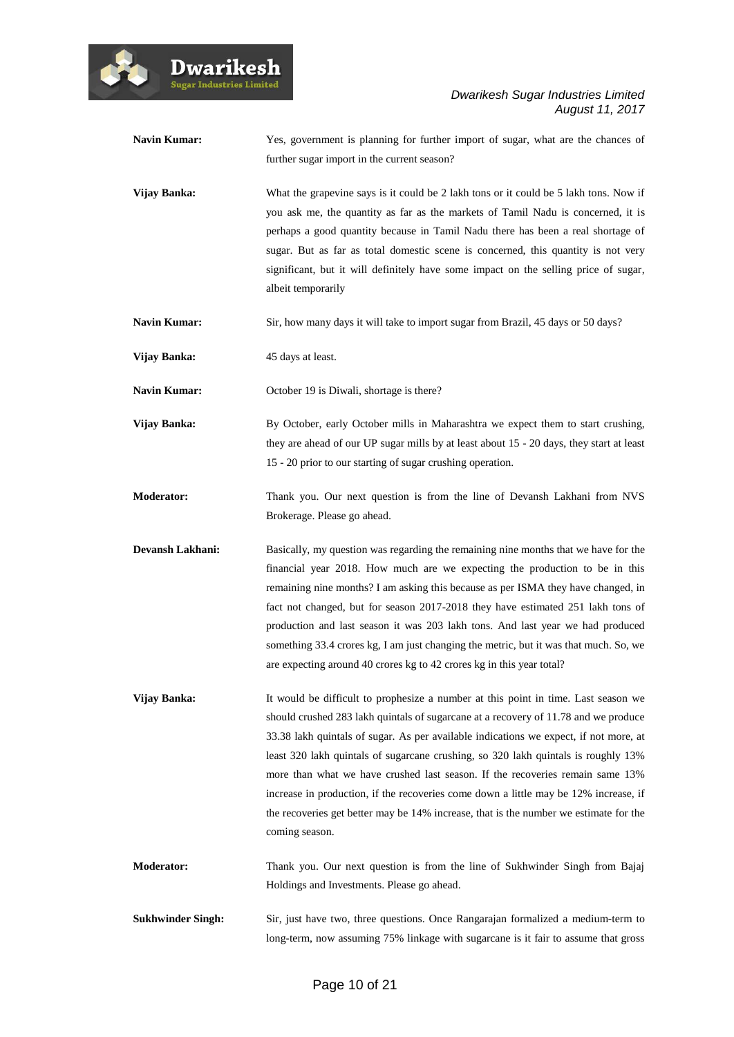**Navin Kumar:** Yes, government is planning for further import of sugar, what are the chances of further sugar import in the current season?

**Vijay Banka:** What the grapevine says is it could be 2 lakh tons or it could be 5 lakh tons. Now if you ask me, the quantity as far as the markets of Tamil Nadu is concerned, it is perhaps a good quantity because in Tamil Nadu there has been a real shortage of sugar. But as far as total domestic scene is concerned, this quantity is not very significant, but it will definitely have some impact on the selling price of sugar, albeit temporarily

**Navin Kumar:** Sir, how many days it will take to import sugar from Brazil, 45 days or 50 days?

**Vijay Banka:** 45 days at least.

**Navin Kumar:** October 19 is Diwali, shortage is there?

**Vijay Banka:** By October, early October mills in Maharashtra we expect them to start crushing, they are ahead of our UP sugar mills by at least about 15 - 20 days, they start at least 15 - 20 prior to our starting of sugar crushing operation.

**Moderator:** Thank you. Our next question is from the line of Devansh Lakhani from NVS Brokerage. Please go ahead.

**Devansh Lakhani:** Basically, my question was regarding the remaining nine months that we have for the financial year 2018. How much are we expecting the production to be in this remaining nine months? I am asking this because as per ISMA they have changed, in fact not changed, but for season 2017-2018 they have estimated 251 lakh tons of production and last season it was 203 lakh tons. And last year we had produced something 33.4 crores kg, I am just changing the metric, but it was that much. So, we are expecting around 40 crores kg to 42 crores kg in this year total?

**Vijay Banka:** It would be difficult to prophesize a number at this point in time. Last season we should crushed 283 lakh quintals of sugarcane at a recovery of 11.78 and we produce 33.38 lakh quintals of sugar. As per available indications we expect, if not more, at least 320 lakh quintals of sugarcane crushing, so 320 lakh quintals is roughly 13% more than what we have crushed last season. If the recoveries remain same 13% increase in production, if the recoveries come down a little may be 12% increase, if the recoveries get better may be 14% increase, that is the number we estimate for the coming season.

**Moderator:** Thank you. Our next question is from the line of Sukhwinder Singh from Bajaj Holdings and Investments. Please go ahead.

**Sukhwinder Singh:** Sir, just have two, three questions. Once Rangarajan formalized a medium-term to long-term, now assuming 75% linkage with sugarcane is it fair to assume that gross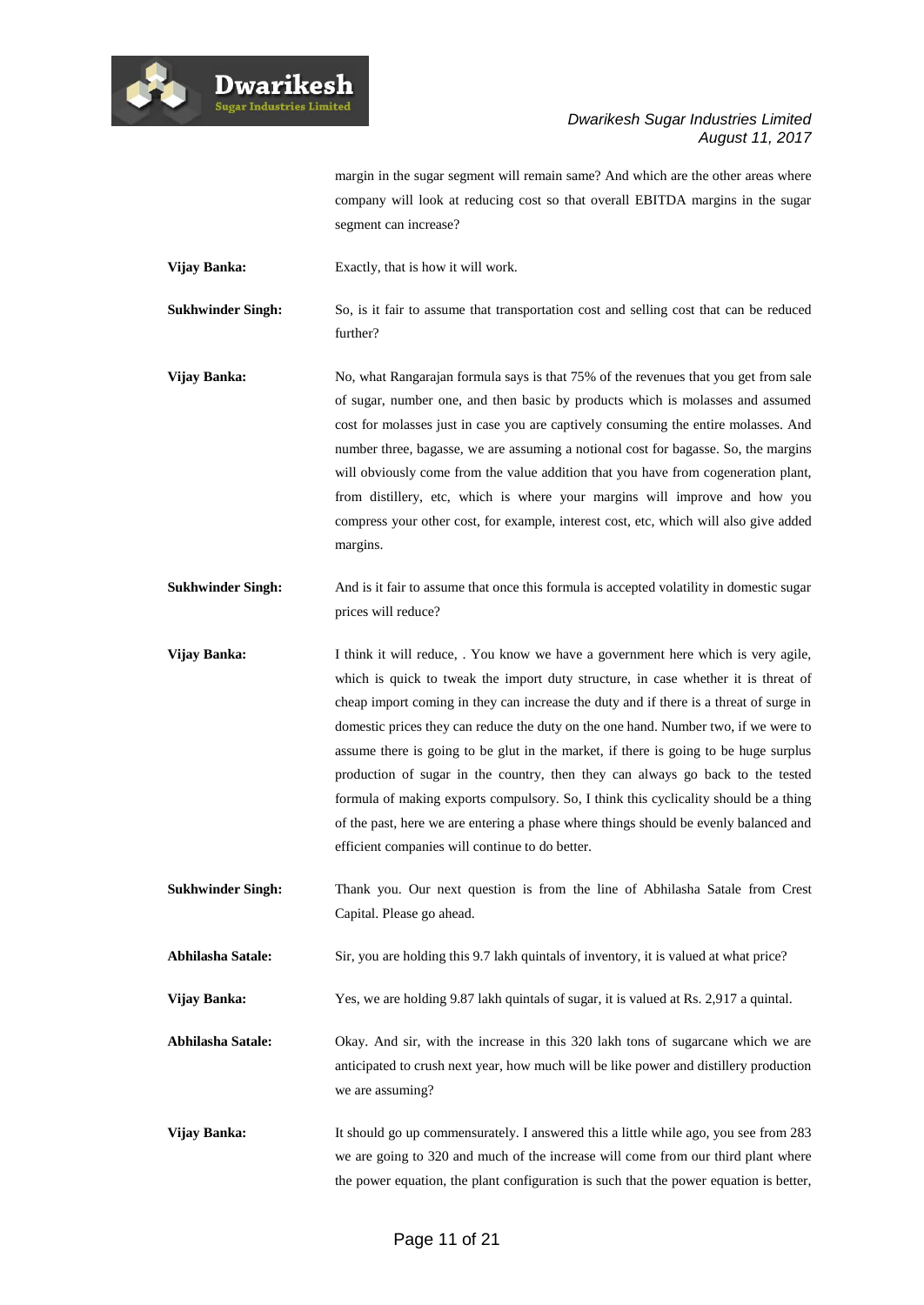margin in the sugar segment will remain same? And which are the other areas where company will look at reducing cost so that overall EBITDA margins in the sugar segment can increase?

**Vijay Banka:** Exactly, that is how it will work.

**Sukhwinder Singh:** So, is it fair to assume that transportation cost and selling cost that can be reduced further?

**Vijay Banka:** No, what Rangarajan formula says is that 75% of the revenues that you get from sale of sugar, number one, and then basic by products which is molasses and assumed cost for molasses just in case you are captively consuming the entire molasses. And number three, bagasse, we are assuming a notional cost for bagasse. So, the margins will obviously come from the value addition that you have from cogeneration plant, from distillery, etc, which is where your margins will improve and how you compress your other cost, for example, interest cost, etc, which will also give added margins.

**Sukhwinder Singh:** And is it fair to assume that once this formula is accepted volatility in domestic sugar prices will reduce?

**Vijay Banka:** I think it will reduce, . You know we have a government here which is very agile, which is quick to tweak the import duty structure, in case whether it is threat of cheap import coming in they can increase the duty and if there is a threat of surge in domestic prices they can reduce the duty on the one hand. Number two, if we were to assume there is going to be glut in the market, if there is going to be huge surplus production of sugar in the country, then they can always go back to the tested formula of making exports compulsory. So, I think this cyclicality should be a thing of the past, here we are entering a phase where things should be evenly balanced and efficient companies will continue to do better.

**Sukhwinder Singh:** Thank you. Our next question is from the line of Abhilasha Satale from Crest Capital. Please go ahead.

**Abhilasha Satale:** Sir, you are holding this 9.7 lakh quintals of inventory, it is valued at what price?

**Vijay Banka:** Yes, we are holding 9.87 lakh quintals of sugar, it is valued at Rs. 2,917 a quintal.

**Abhilasha Satale:** Okay. And sir, with the increase in this 320 lakh tons of sugarcane which we are anticipated to crush next year, how much will be like power and distillery production we are assuming?

**Vijay Banka:** It should go up commensurately. I answered this a little while ago, you see from 283 we are going to 320 and much of the increase will come from our third plant where the power equation, the plant configuration is such that the power equation is better,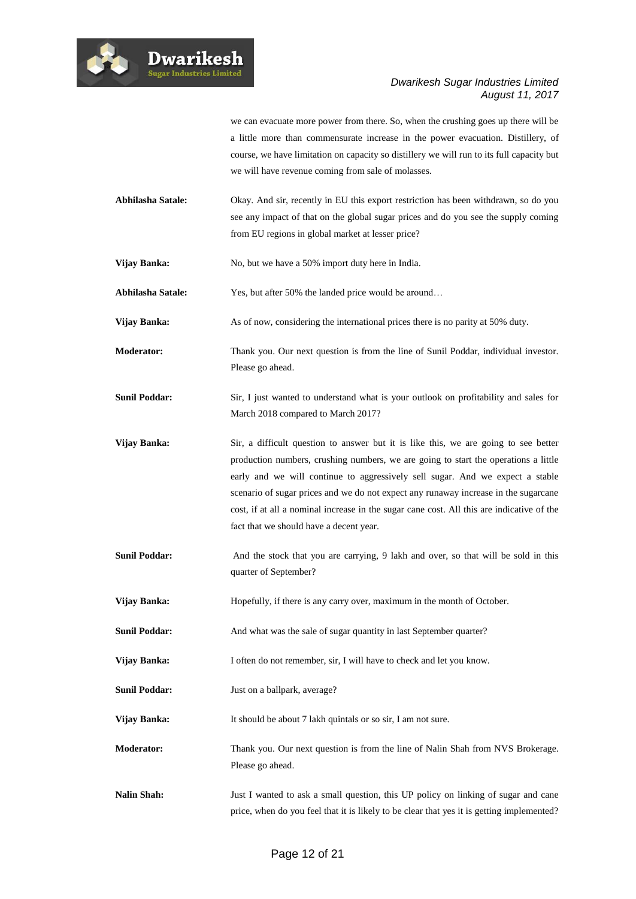we can evacuate more power from there. So, when the crushing goes up there will be a little more than commensurate increase in the power evacuation. Distillery, of course, we have limitation on capacity so distillery we will run to its full capacity but we will have revenue coming from sale of molasses.

**Abhilasha Satale:** Okay. And sir, recently in EU this export restriction has been withdrawn, so do you see any impact of that on the global sugar prices and do you see the supply coming from EU regions in global market at lesser price?

**Vijay Banka:** No, but we have a 50% import duty here in India.

**Abhilasha Satale:** Yes, but after 50% the landed price would be around…

**Vijay Banka:** As of now, considering the international prices there is no parity at 50% duty.

**Moderator:** Thank you. Our next question is from the line of Sunil Poddar, individual investor. Please go ahead.

**Sunil Poddar:** Sir, I just wanted to understand what is your outlook on profitability and sales for March 2018 compared to March 2017?

**Vijay Banka:** Sir, a difficult question to answer but it is like this, we are going to see better production numbers, crushing numbers, we are going to start the operations a little early and we will continue to aggressively sell sugar. And we expect a stable scenario of sugar prices and we do not expect any runaway increase in the sugarcane cost, if at all a nominal increase in the sugar cane cost. All this are indicative of the fact that we should have a decent year.

**Sunil Poddar:** And the stock that you are carrying, 9 lakh and over, so that will be sold in this quarter of September?

**Vijay Banka:** Hopefully, if there is any carry over, maximum in the month of October.

**Sunil Poddar:** And what was the sale of sugar quantity in last September quarter?

**Vijay Banka:** I often do not remember, sir, I will have to check and let you know.

**Sunil Poddar:** Just on a ballpark, average?

**Vijay Banka:** It should be about 7 lakh quintals or so sir, I am not sure.

**Moderator:** Thank you. Our next question is from the line of Nalin Shah from NVS Brokerage. Please go ahead.

**Nalin Shah:** Just I wanted to ask a small question, this UP policy on linking of sugar and cane price, when do you feel that it is likely to be clear that yes it is getting implemented?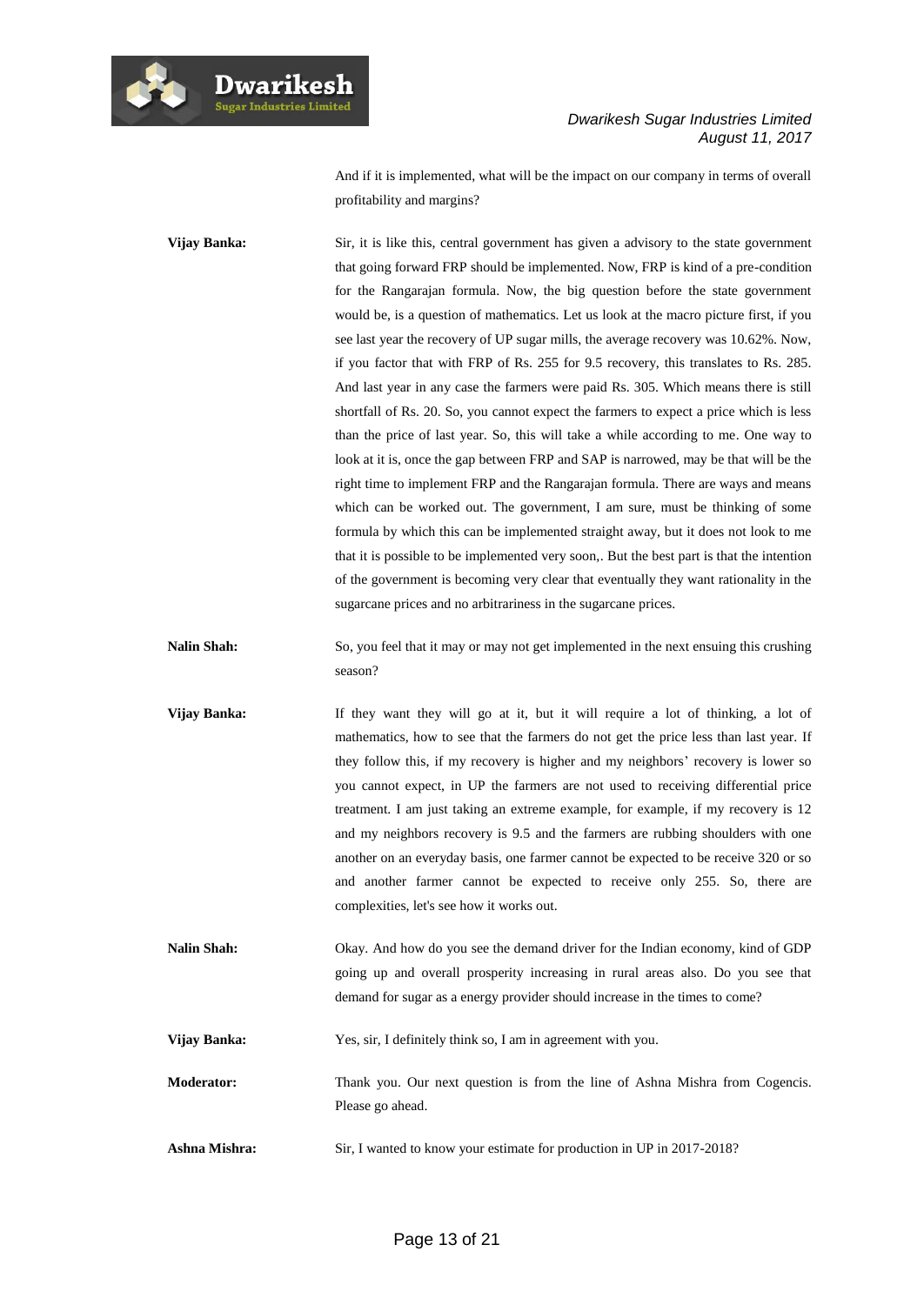And if it is implemented, what will be the impact on our company in terms of overall profitability and margins?

**Vijay Banka:** Sir, it is like this, central government has given a advisory to the state government that going forward FRP should be implemented. Now, FRP is kind of a pre-condition for the Rangarajan formula. Now, the big question before the state government would be, is a question of mathematics. Let us look at the macro picture first, if you see last year the recovery of UP sugar mills, the average recovery was 10.62%. Now, if you factor that with FRP of Rs. 255 for 9.5 recovery, this translates to Rs. 285. And last year in any case the farmers were paid Rs. 305. Which means there is still shortfall of Rs. 20. So, you cannot expect the farmers to expect a price which is less than the price of last year. So, this will take a while according to me. One way to look at it is, once the gap between FRP and SAP is narrowed, may be that will be the right time to implement FRP and the Rangarajan formula. There are ways and means which can be worked out. The government, I am sure, must be thinking of some formula by which this can be implemented straight away, but it does not look to me that it is possible to be implemented very soon,. But the best part is that the intention of the government is becoming very clear that eventually they want rationality in the sugarcane prices and no arbitrariness in the sugarcane prices.

**Nalin Shah:** So, you feel that it may or may not get implemented in the next ensuing this crushing season?

**Vijay Banka:** If they want they will go at it, but it will require a lot of thinking, a lot of mathematics, how to see that the farmers do not get the price less than last year. If they follow this, if my recovery is higher and my neighbors' recovery is lower so you cannot expect, in UP the farmers are not used to receiving differential price treatment. I am just taking an extreme example, for example, if my recovery is 12 and my neighbors recovery is 9.5 and the farmers are rubbing shoulders with one another on an everyday basis, one farmer cannot be expected to be receive 320 or so and another farmer cannot be expected to receive only 255. So, there are complexities, let's see how it works out.

**Nalin Shah:** Okay. And how do you see the demand driver for the Indian economy, kind of GDP going up and overall prosperity increasing in rural areas also. Do you see that demand for sugar as a energy provider should increase in the times to come?

**Vijay Banka:** Yes, sir, I definitely think so, I am in agreement with you.

**Moderator:** Thank you. Our next question is from the line of Ashna Mishra from Cogencis. Please go ahead.

**Ashna Mishra:** Sir, I wanted to know your estimate for production in UP in 2017-2018?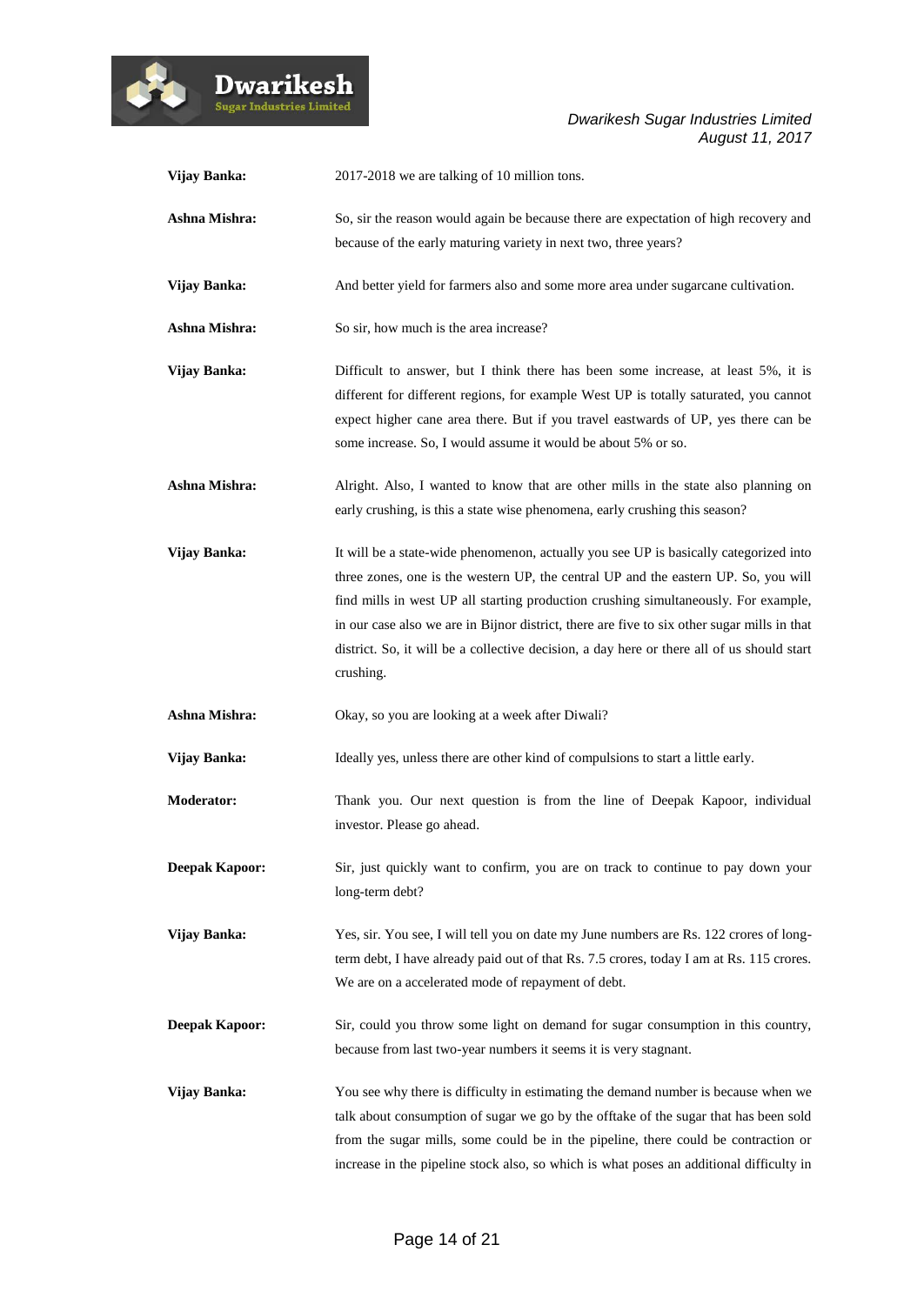**Vijay Banka:** 2017-2018 we are talking of 10 million tons.

**Ashna Mishra:** So, sir the reason would again be because there are expectation of high recovery and because of the early maturing variety in next two, three years?

**Vijay Banka:** And better yield for farmers also and some more area under sugarcane cultivation.

**Ashna Mishra:** So sir, how much is the area increase?

**Vijay Banka:** Difficult to answer, but I think there has been some increase, at least 5%, it is different for different regions, for example West UP is totally saturated, you cannot expect higher cane area there. But if you travel eastwards of UP, yes there can be some increase. So, I would assume it would be about 5% or so.

**Ashna Mishra:** Alright. Also, I wanted to know that are other mills in the state also planning on early crushing, is this a state wise phenomena, early crushing this season?

**Vijay Banka:** It will be a state-wide phenomenon, actually you see UP is basically categorized into three zones, one is the western UP, the central UP and the eastern UP. So, you will find mills in west UP all starting production crushing simultaneously. For example, in our case also we are in Bijnor district, there are five to six other sugar mills in that district. So, it will be a collective decision, a day here or there all of us should start crushing.

**Ashna Mishra:** Okay, so you are looking at a week after Diwali?

**Vijay Banka:** Ideally yes, unless there are other kind of compulsions to start a little early.

**Moderator:** Thank you. Our next question is from the line of Deepak Kapoor, individual investor. Please go ahead.

**Deepak Kapoor:** Sir, just quickly want to confirm, you are on track to continue to pay down your long-term debt?

**Vijay Banka:** Yes, sir. You see, I will tell you on date my June numbers are Rs. 122 crores of long-term debt, I have already paid out of that Rs. 7.5 crores, today I am at Rs. 115 crores. We are on a accelerated mode of repayment of debt.

**Deepak Kapoor:** Sir, could you throw some light on demand for sugar consumption in this country, because from last two-year numbers it seems it is very stagnant.

**Vijay Banka:** You see why there is difficulty in estimating the demand number is because when we talk about consumption of sugar we go by the offtake of the sugar that has been sold from the sugar mills, some could be in the pipeline, there could be contraction or increase in the pipeline stock also, so which is what poses an additional difficulty in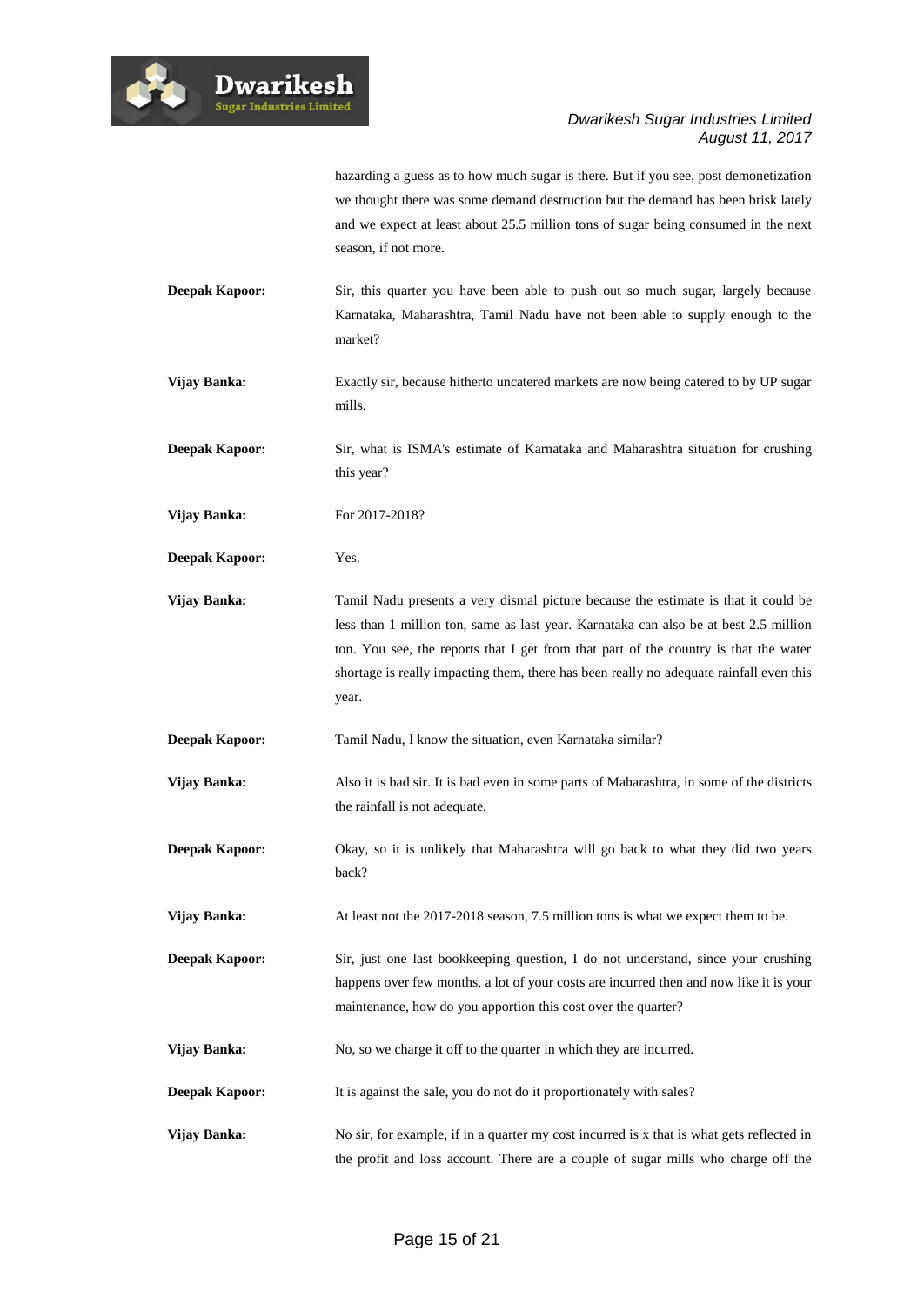hazarding a guess as to how much sugar is there. But if you see, post demonetization we thought there was some demand destruction but the demand has been brisk lately and we expect at least about 25.5 million tons of sugar being consumed in the next season, if not more.

**Deepak Kapoor:** Sir, this quarter you have been able to push out so much sugar, largely because Karnataka, Maharashtra, Tamil Nadu have not been able to supply enough to the market?

**Vijay Banka:** Exactly sir, because hitherto uncatered markets are now being catered to by UP sugar mills.

**Deepak Kapoor:** Sir, what is ISMA's estimate of Karnataka and Maharashtra situation for crushing this year?

**Vijay Banka:** For 2017-2018?

**Deepak Kapoor:** Yes.

**Vijay Banka:** Tamil Nadu presents a very dismal picture because the estimate is that it could be less than 1 million ton, same as last year. Karnataka can also be at best 2.5 million ton. You see, the reports that I get from that part of the country is that the water shortage is really impacting them, there has been really no adequate rainfall even this year.

**Deepak Kapoor:** Tamil Nadu, I know the situation, even Karnataka similar?

**Vijay Banka:** Also it is bad sir. It is bad even in some parts of Maharashtra, in some of the districts the rainfall is not adequate.

**Deepak Kapoor:** Okay, so it is unlikely that Maharashtra will go back to what they did two years back?

**Vijay Banka:** At least not the 2017-2018 season, 7.5 million tons is what we expect them to be.

**Deepak Kapoor:** Sir, just one last bookkeeping question, I do not understand, since your crushing happens over few months, a lot of your costs are incurred then and now like it is your maintenance, how do you apportion this cost over the quarter?

**Vijay Banka:** No, so we charge it off to the quarter in which they are incurred.

**Deepak Kapoor:** It is against the sale, you do not do it proportionately with sales?

**Vijay Banka:** No sir, for example, if in a quarter my cost incurred is x that is what gets reflected in the profit and loss account. There are a couple of sugar mills who charge off the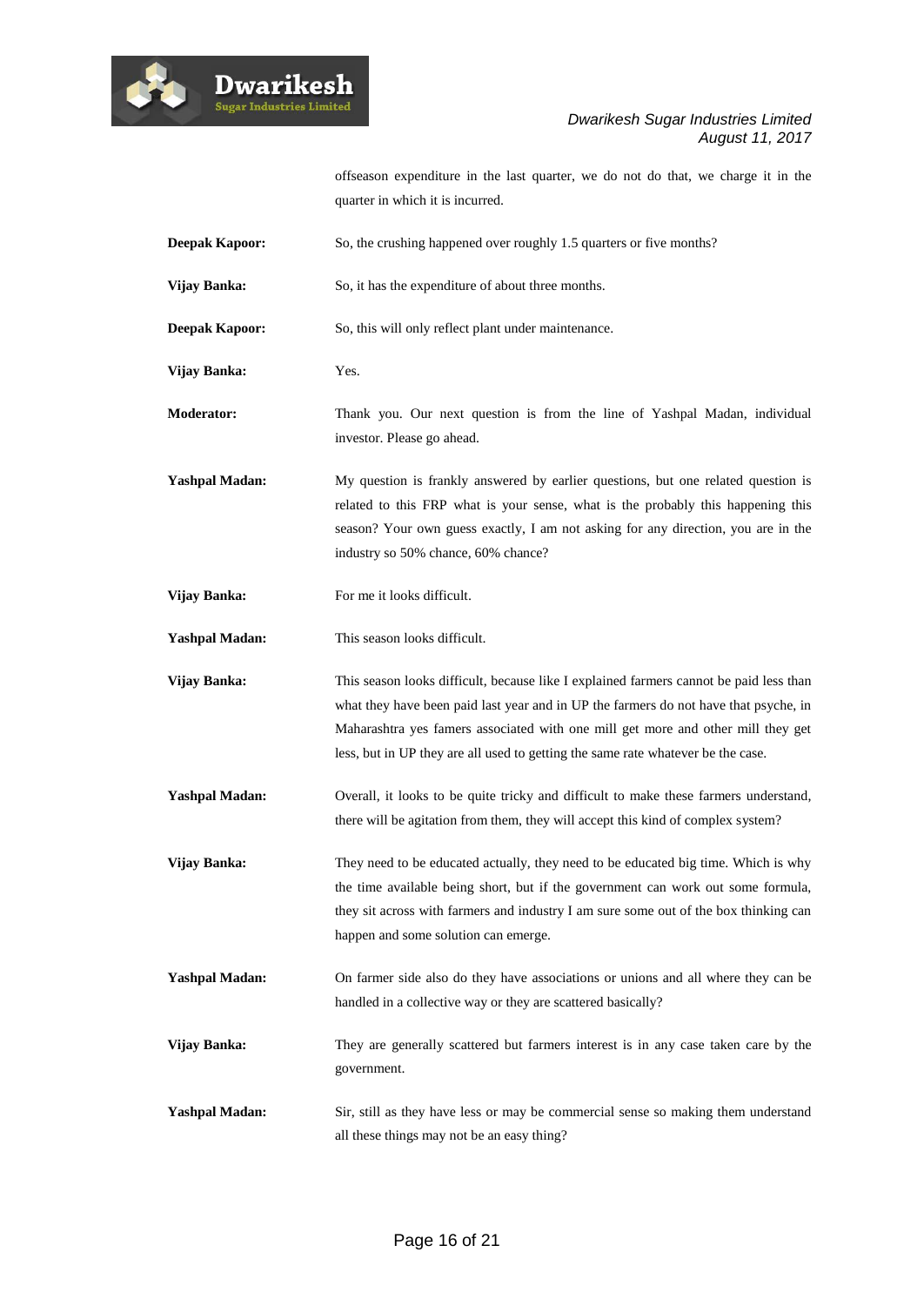offseason expenditure in the last quarter, we do not do that, we charge it in the quarter in which it is incurred.

**Deepak Kapoor:** So, the crushing happened over roughly 1.5 quarters or five months?

**Vijay Banka:** So, it has the expenditure of about three months.

**Deepak Kapoor:** So, this will only reflect plant under maintenance.

**Vijay Banka:** Yes.

**Moderator:** Thank you. Our next question is from the line of Yashpal Madan, individual investor. Please go ahead.

**Yashpal Madan:** My question is frankly answered by earlier questions, but one related question is related to this FRP what is your sense, what is the probably this happening this season? Your own guess exactly, I am not asking for any direction, you are in the industry so 50% chance, 60% chance?

**Vijay Banka:** For me it looks difficult.

**Yashpal Madan:** This season looks difficult.

**Vijay Banka:** This season looks difficult, because like I explained farmers cannot be paid less than what they have been paid last year and in UP the farmers do not have that psyche, in Maharashtra yes famers associated with one mill get more and other mill they get less, but in UP they are all used to getting the same rate whatever be the case.

**Yashpal Madan:** Overall, it looks to be quite tricky and difficult to make these farmers understand, there will be agitation from them, they will accept this kind of complex system?

**Vijay Banka:** They need to be educated actually, they need to be educated big time. Which is why the time available being short, but if the government can work out some formula, they sit across with farmers and industry I am sure some out of the box thinking can happen and some solution can emerge.

**Yashpal Madan:** On farmer side also do they have associations or unions and all where they can be handled in a collective way or they are scattered basically?

**Vijay Banka:** They are generally scattered but farmers interest is in any case taken care by the government.

**Yashpal Madan:** Sir, still as they have less or may be commercial sense so making them understand all these things may not be an easy thing?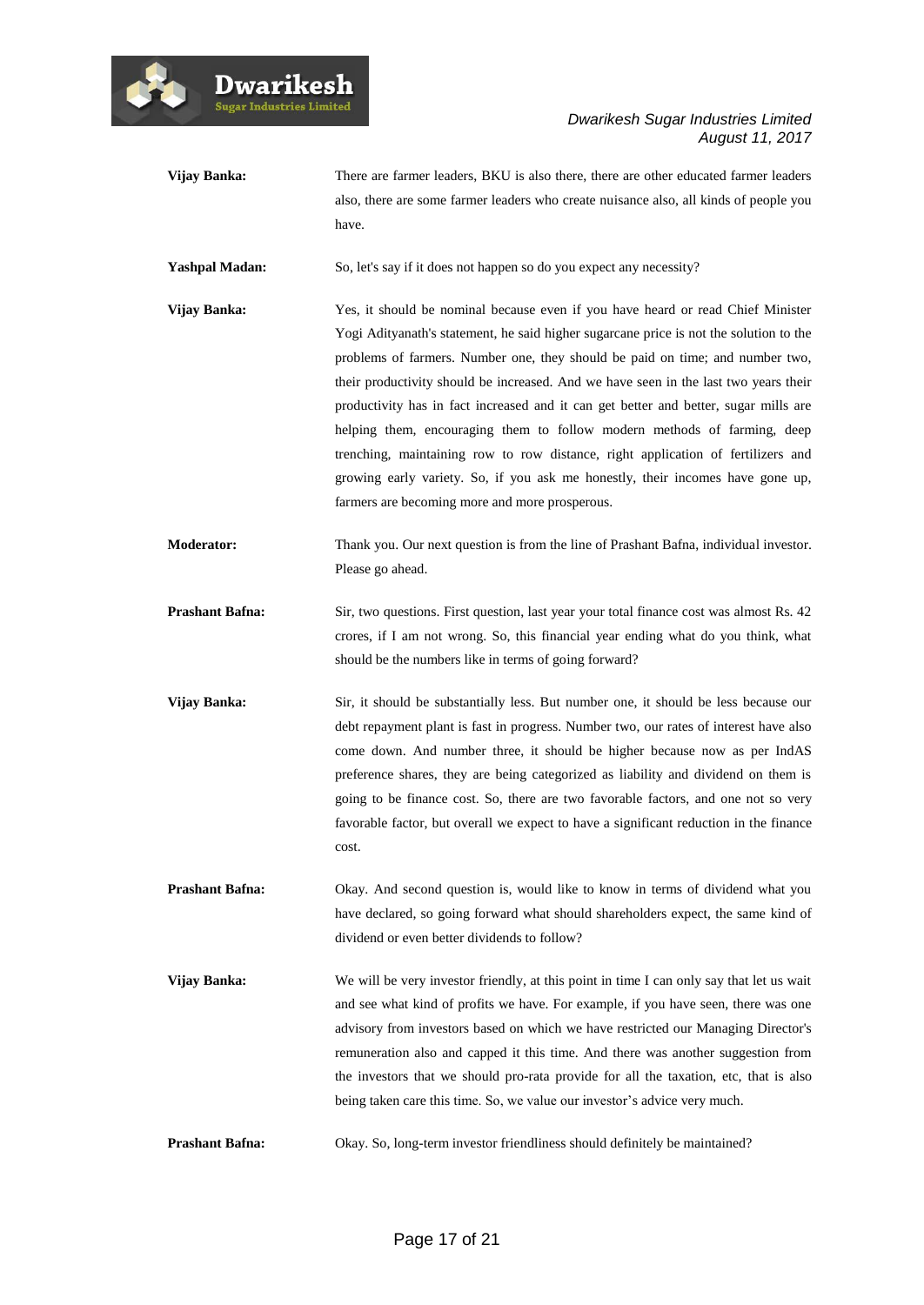**Vijay Banka:** There are farmer leaders, BKU is also there, there are other educated farmer leaders also, there are some farmer leaders who create nuisance also, all kinds of people you have.

**Yashpal Madan:** So, let's say if it does not happen so do you expect any necessity?

**Vijay Banka:** Yes, it should be nominal because even if you have heard or read Chief Minister Yogi Adityanath's statement, he said higher sugarcane price is not the solution to the problems of farmers. Number one, they should be paid on time; and number two, their productivity should be increased. And we have seen in the last two years their productivity has in fact increased and it can get better and better, sugar mills are helping them, encouraging them to follow modern methods of farming, deep trenching, maintaining row to row distance, right application of fertilizers and growing early variety. So, if you ask me honestly, their incomes have gone up, farmers are becoming more and more prosperous.

**Moderator:** Thank you. Our next question is from the line of Prashant Bafna, individual investor. Please go ahead.

**Prashant Bafna:** Sir, two questions. First question, last year your total finance cost was almost Rs. 42 crores, if I am not wrong. So, this financial year ending what do you think, what should be the numbers like in terms of going forward?

**Vijay Banka:** Sir, it should be substantially less. But number one, it should be less because our debt repayment plant is fast in progress. Number two, our rates of interest have also come down. And number three, it should be higher because now as per IndAS preference shares, they are being categorized as liability and dividend on them is going to be finance cost. So, there are two favorable factors, and one not so very favorable factor, but overall we expect to have a significant reduction in the finance cost.

**Prashant Bafna:** Okay. And second question is, would like to know in terms of dividend what you have declared, so going forward what should shareholders expect, the same kind of dividend or even better dividends to follow?

**Vijay Banka:** We will be very investor friendly, at this point in time I can only say that let us wait and see what kind of profits we have. For example, if you have seen, there was one advisory from investors based on which we have restricted our Managing Director's remuneration also and capped it this time. And there was another suggestion from the investors that we should pro-rata provide for all the taxation, etc, that is also being taken care this time. So, we value our investor's advice very much.

**Prashant Bafna:** Okay. So, long-term investor friendliness should definitely be maintained?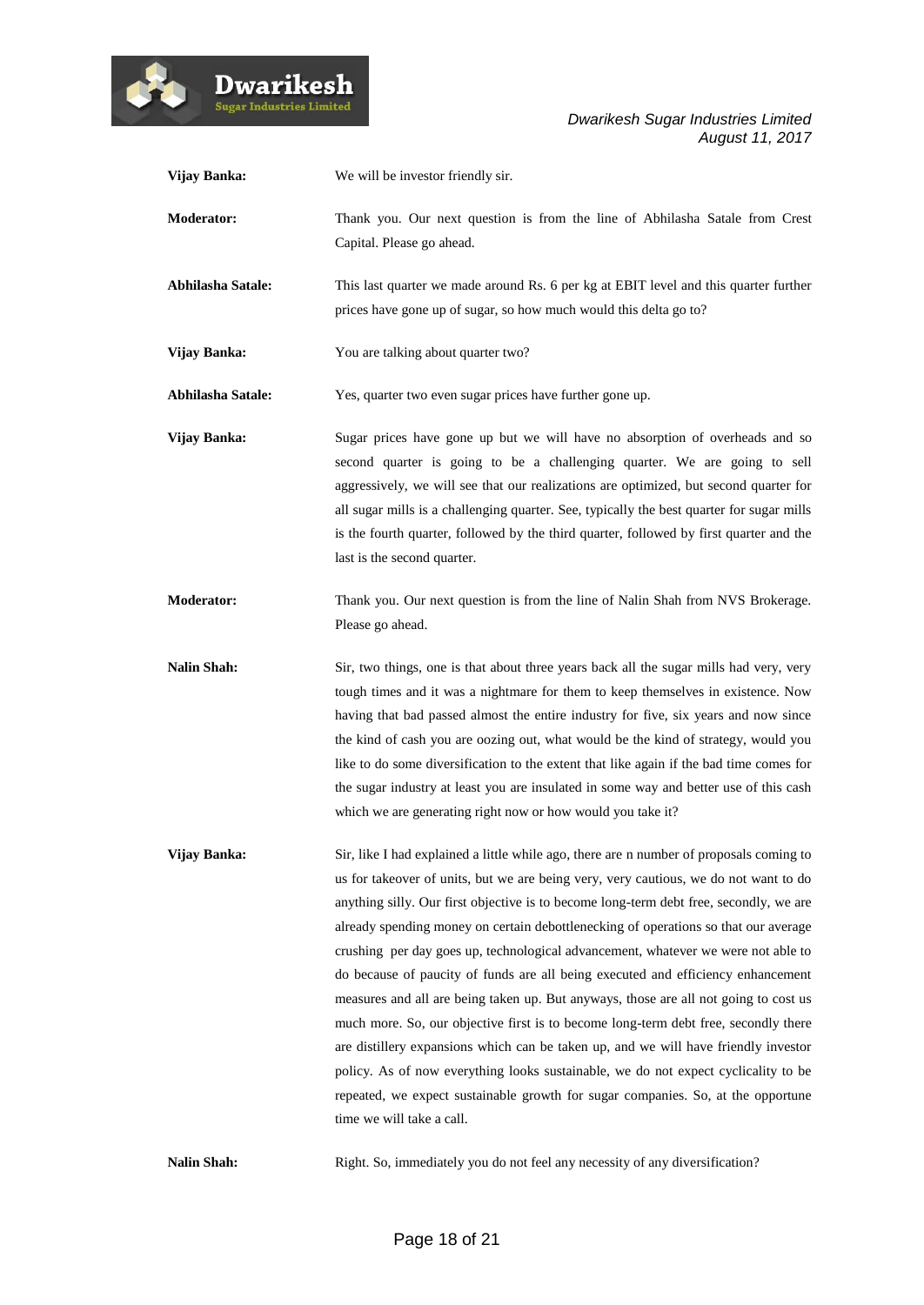**Vijay Banka:** We will be investor friendly sir.

**Moderator:** Thank you. Our next question is from the line of Abhilasha Satale from Crest Capital. Please go ahead.

**Abhilasha Satale:** This last quarter we made around Rs. 6 per kg at EBIT level and this quarter further prices have gone up of sugar, so how much would this delta go to?

**Vijay Banka:** You are talking about quarter two?

**Abhilasha Satale:** Yes, quarter two even sugar prices have further gone up.

**Vijay Banka:** Sugar prices have gone up but we will have no absorption of overheads and so second quarter is going to be a challenging quarter. We are going to sell aggressively, we will see that our realizations are optimized, but second quarter for all sugar mills is a challenging quarter. See, typically the best quarter for sugar mills is the fourth quarter, followed by the third quarter, followed by first quarter and the last is the second quarter.

**Moderator:** Thank you. Our next question is from the line of Nalin Shah from NVS Brokerage. Please go ahead.

**Nalin Shah:** Sir, two things, one is that about three years back all the sugar mills had very, very tough times and it was a nightmare for them to keep themselves in existence. Now having that bad passed almost the entire industry for five, six years and now since the kind of cash you are oozing out, what would be the kind of strategy, would you like to do some diversification to the extent that like again if the bad time comes for the sugar industry at least you are insulated in some way and better use of this cash which we are generating right now or how would you take it?

**Vijay Banka:** Sir, like I had explained a little while ago, there are n number of proposals coming to us for takeover of units, but we are being very, very cautious, we do not want to do anything silly. Our first objective is to become long-term debt free, secondly, we are already spending money on certain debottlenecking of operations so that our average crushing per day goes up, technological advancement, whatever we were not able to do because of paucity of funds are all being executed and efficiency enhancement measures and all are being taken up. But anyways, those are all not going to cost us much more. So, our objective first is to become long-term debt free, secondly there are distillery expansions which can be taken up, and we will have friendly investor policy. As of now everything looks sustainable, we do not expect cyclicality to be repeated, we expect sustainable growth for sugar companies. So, at the opportune time we will take a call.

**Nalin Shah:** Right. So, immediately you do not feel any necessity of any diversification?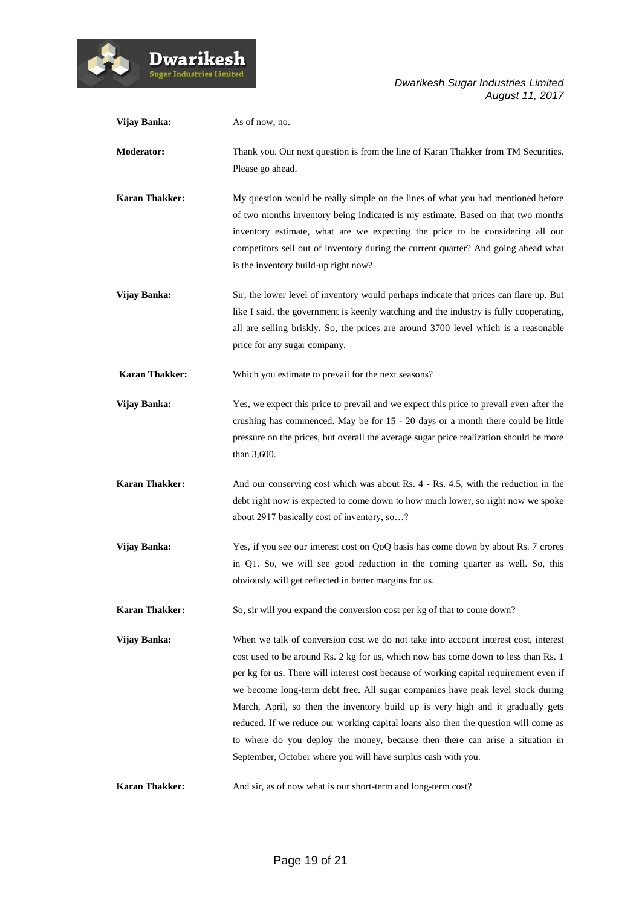**Vijay Banka:** As of now, no.

**Moderator:** Thank you. Our next question is from the line of Karan Thakker from TM Securities. Please go ahead.

**Karan Thakker:** My question would be really simple on the lines of what you had mentioned before of two months inventory being indicated is my estimate. Based on that two months inventory estimate, what are we expecting the price to be considering all our competitors sell out of inventory during the current quarter? And going ahead what is the inventory build-up right now?

**Vijay Banka:** Sir, the lower level of inventory would perhaps indicate that prices can flare up. But like I said, the government is keenly watching and the industry is fully cooperating, all are selling briskly. So, the prices are around 3700 level which is a reasonable price for any sugar company.

**Karan Thakker:** Which you estimate to prevail for the next seasons?

**Vijay Banka:** Yes, we expect this price to prevail and we expect this price to prevail even after the crushing has commenced. May be for 15 - 20 days or a month there could be little pressure on the prices, but overall the average sugar price realization should be more than 3,600.

**Karan Thakker:** And our conserving cost which was about Rs. 4 - Rs. 4.5, with the reduction in the debt right now is expected to come down to how much lower, so right now we spoke about 2917 basically cost of inventory, so…?

**Vijay Banka:** Yes, if you see our interest cost on QoQ basis has come down by about Rs. 7 crores in Q1. So, we will see good reduction in the coming quarter as well. So, this obviously will get reflected in better margins for us.

**Karan Thakker:** So, sir will you expand the conversion cost per kg of that to come down?

**Vijay Banka:** When we talk of conversion cost we do not take into account interest cost, interest cost used to be around Rs. 2 kg for us, which now has come down to less than Rs. 1 per kg for us. There will interest cost because of working capital requirement even if we become long-term debt free. All sugar companies have peak level stock during March, April, so then the inventory build up is very high and it gradually gets reduced. If we reduce our working capital loans also then the question will come as to where do you deploy the money, because then there can arise a situation in September, October where you will have surplus cash with you.

**Karan Thakker:** And sir, as of now what is our short-term and long-term cost?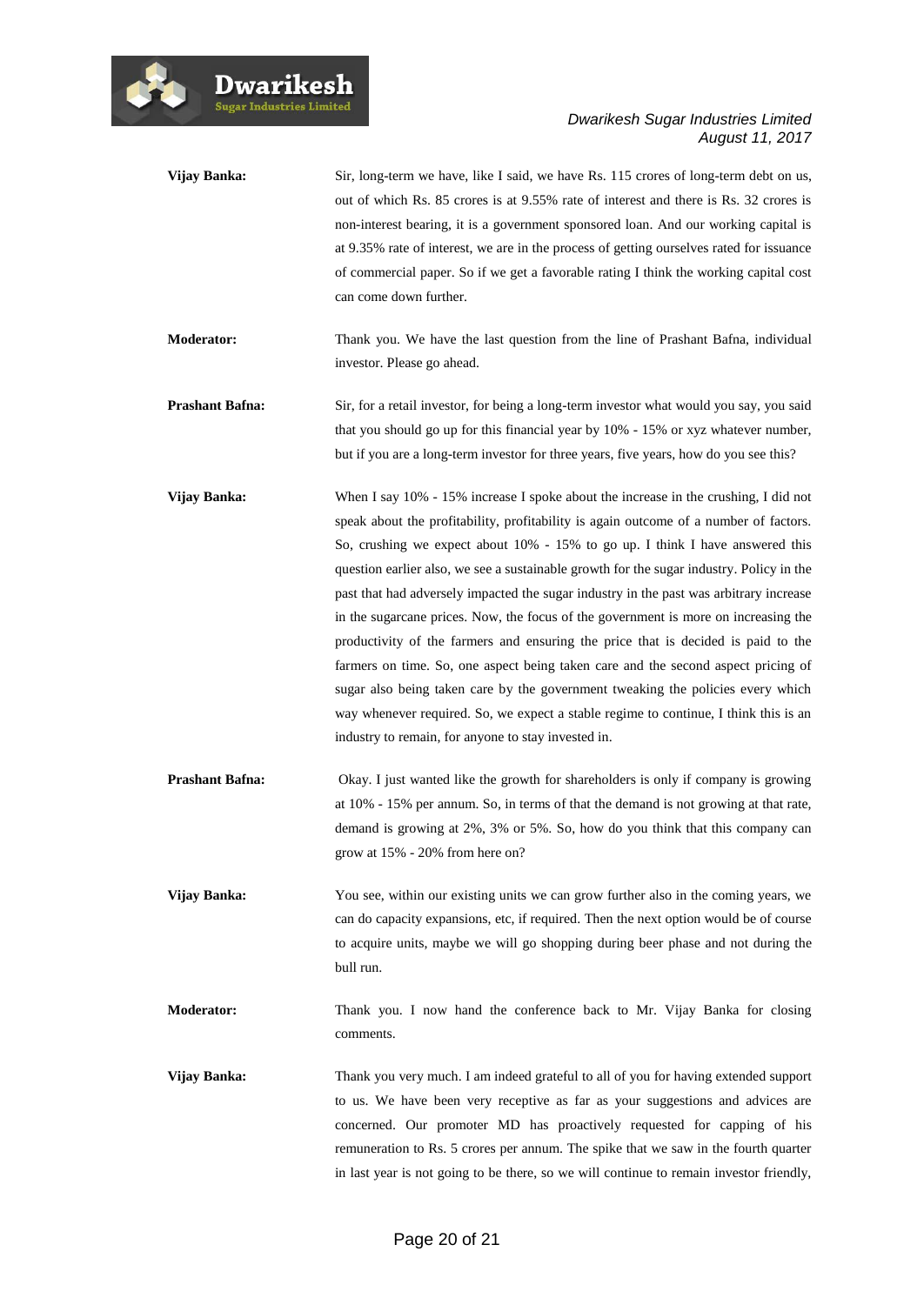**Vijay Banka:** Sir, long-term we have, like I said, we have Rs. 115 crores of long-term debt on us, out of which Rs. 85 crores is at 9.55% rate of interest and there is Rs. 32 crores is non-interest bearing, it is a government sponsored loan. And our working capital is at 9.35% rate of interest, we are in the process of getting ourselves rated for issuance of commercial paper. So if we get a favorable rating I think the working capital cost can come down further.

**Moderator:** Thank you. We have the last question from the line of Prashant Bafna, individual investor. Please go ahead.

**Prashant Bafna:** Sir, for a retail investor, for being a long-term investor what would you say, you said that you should go up for this financial year by 10% - 15% or xyz whatever number, but if you are a long-term investor for three years, five years, how do you see this?

**Vijay Banka:** When I say 10% - 15% increase I spoke about the increase in the crushing, I did not speak about the profitability, profitability is again outcome of a number of factors. So, crushing we expect about 10% - 15% to go up. I think I have answered this question earlier also, we see a sustainable growth for the sugar industry. Policy in the past that had adversely impacted the sugar industry in the past was arbitrary increase in the sugarcane prices. Now, the focus of the government is more on increasing the productivity of the farmers and ensuring the price that is decided is paid to the farmers on time. So, one aspect being taken care and the second aspect pricing of sugar also being taken care by the government tweaking the policies every which way whenever required. So, we expect a stable regime to continue, I think this is an industry to remain, for anyone to stay invested in.

**Prashant Bafna:** Okay. I just wanted like the growth for shareholders is only if company is growing at 10% - 15% per annum. So, in terms of that the demand is not growing at that rate, demand is growing at 2%, 3% or 5%. So, how do you think that this company can grow at 15% - 20% from here on?

**Vijay Banka:** You see, within our existing units we can grow further also in the coming years, we can do capacity expansions, etc, if required. Then the next option would be of course to acquire units, maybe we will go shopping during beer phase and not during the bull run.

**Moderator:** Thank you. I now hand the conference back to Mr. Vijay Banka for closing comments.

**Vijay Banka:** Thank you very much. I am indeed grateful to all of you for having extended support to us. We have been very receptive as far as your suggestions and advices are concerned. Our promoter MD has proactively requested for capping of his remuneration to Rs. 5 crores per annum. The spike that we saw in the fourth quarter in last year is not going to be there, so we will continue to remain investor friendly,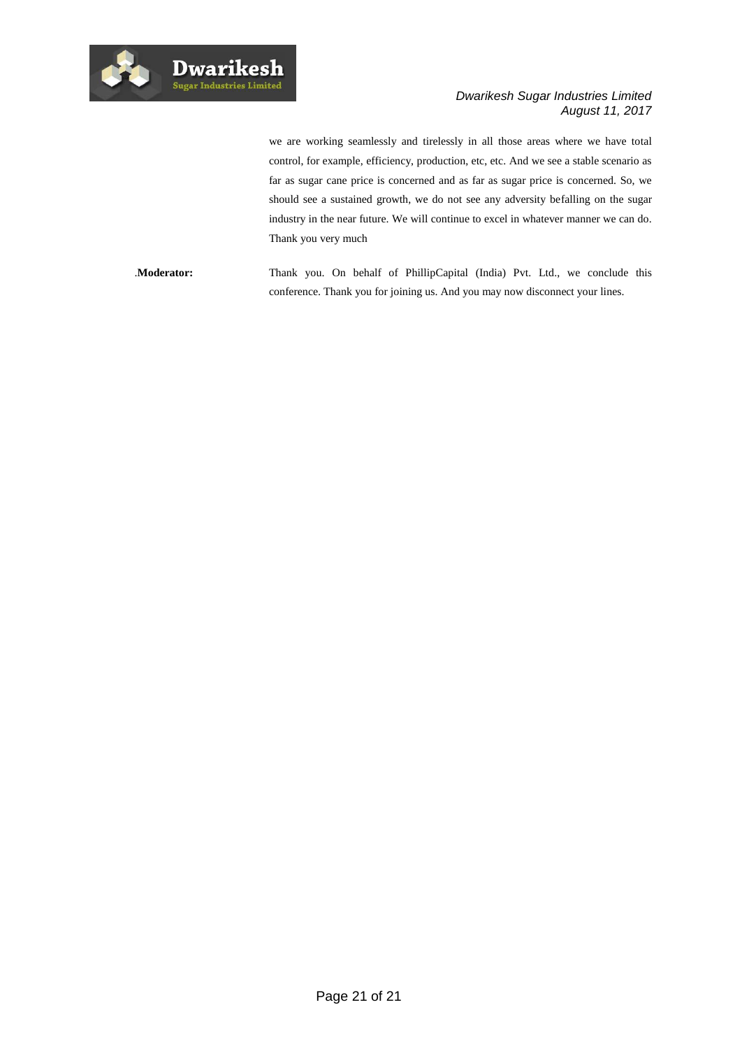we are working seamlessly and tirelessly in all those areas where we have total control, for example, efficiency, production, etc, etc. And we see a stable scenario as far as sugar cane price is concerned and as far as sugar price is concerned. So, we should see a sustained growth, we do not see any adversity befalling on the sugar industry in the near future. We will continue to excel in whatever manner we can do. Thank you very much

.**Moderator:** Thank you. On behalf of PhillipCapital (India) Pvt. Ltd., we conclude this conference. Thank you for joining us. And you may now disconnect your lines.